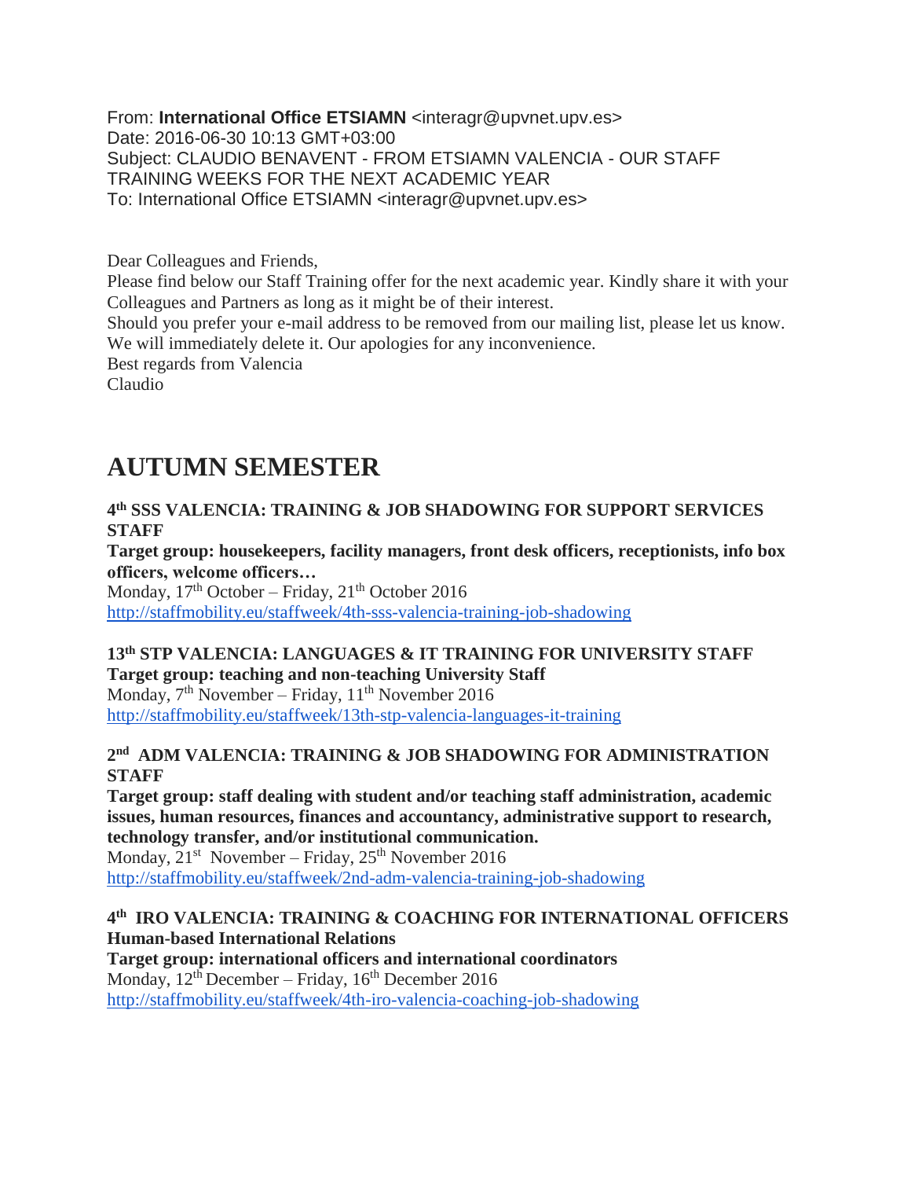From: **International Office ETSIAMN** <interagr@upvnet.upv.es>
Date: 2016-06-30 10:13 GMT+03:00
Subject: CLAUDIO BENAVENT - FROM ETSIAMN VALENCIA - OUR STAFF TRAINING WEEKS FOR THE NEXT ACADEMIC YEAR
To: International Office ETSIAMN <interagr@upvnet.upv.es>

Dear Colleagues and Friends,
Please find below our Staff Training offer for the next academic year. Kindly share it with your Colleagues and Partners as long as it might be of their interest.
Should you prefer your e-mail address to be removed from our mailing list, please let us know. We will immediately delete it. Our apologies for any inconvenience.
Best regards from Valencia
Claudio

# AUTUMN SEMESTER

**4th SSS VALENCIA: TRAINING & JOB SHADOWING FOR SUPPORT SERVICES STAFF**
**Target group: housekeepers, facility managers, front desk officers, receptionists, info box officers, welcome officers…**
Monday, 17th October – Friday, 21th October 2016
http://staffmobility.eu/staffweek/4th-sss-valencia-training-job-shadowing

**13th STP VALENCIA: LANGUAGES & IT TRAINING FOR UNIVERSITY STAFF**
**Target group: teaching and non-teaching University Staff**
Monday, 7th November – Friday, 11th November 2016
http://staffmobility.eu/staffweek/13th-stp-valencia-languages-it-training

**2nd ADM VALENCIA: TRAINING & JOB SHADOWING FOR ADMINISTRATION STAFF**
**Target group: staff dealing with student and/or teaching staff administration, academic issues, human resources, finances and accountancy, administrative support to research, technology transfer, and/or institutional communication.**
Monday, 21st November – Friday, 25th November 2016
http://staffmobility.eu/staffweek/2nd-adm-valencia-training-job-shadowing

**4th IRO VALENCIA: TRAINING & COACHING FOR INTERNATIONAL OFFICERS**
**Human-based International Relations**
**Target group: international officers and international coordinators**
Monday, 12th December – Friday, 16th December 2016
http://staffmobility.eu/staffweek/4th-iro-valencia-coaching-job-shadowing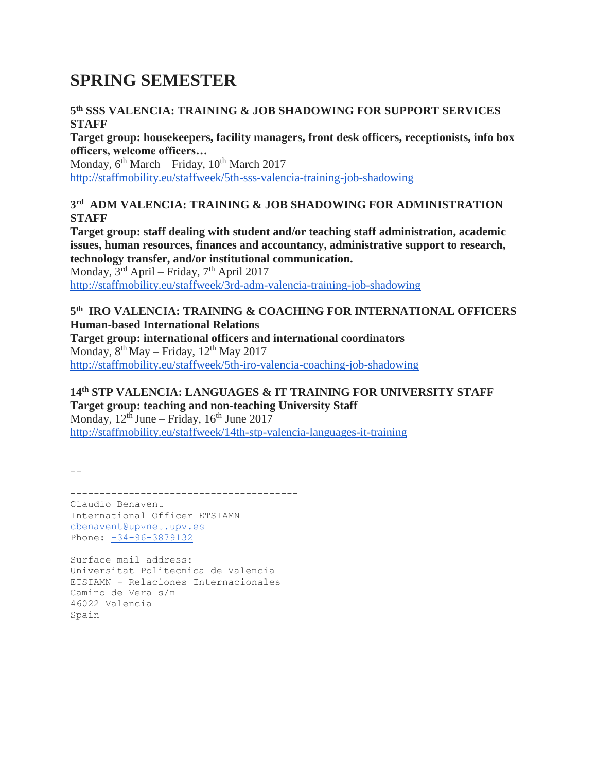# SPRING SEMESTER

### 5th SSS VALENCIA: TRAINING & JOB SHADOWING FOR SUPPORT SERVICES STAFF

**Target group: housekeepers, facility managers, front desk officers, receptionists, info box officers, welcome officers…**

Monday, 6th March – Friday, 10th March 2017
http://staffmobility.eu/staffweek/5th-sss-valencia-training-job-shadowing

### 3rd ADM VALENCIA: TRAINING & JOB SHADOWING FOR ADMINISTRATION STAFF

**Target group: staff dealing with student and/or teaching staff administration, academic issues, human resources, finances and accountancy, administrative support to research, technology transfer, and/or institutional communication.**

Monday, 3rd April – Friday, 7th April 2017
http://staffmobility.eu/staffweek/3rd-adm-valencia-training-job-shadowing

### 5th IRO VALENCIA: TRAINING & COACHING FOR INTERNATIONAL OFFICERS

**Human-based International Relations**

**Target group: international officers and international coordinators**

Monday, 8th May – Friday, 12th May 2017
http://staffmobility.eu/staffweek/5th-iro-valencia-coaching-job-shadowing

### 14th STP VALENCIA: LANGUAGES & IT TRAINING FOR UNIVERSITY STAFF

**Target group: teaching and non-teaching University Staff**

Monday, 12th June – Friday, 16th June 2017
http://staffmobility.eu/staffweek/14th-stp-valencia-languages-it-training

```
--

--------------------------------------
Claudio Benavent
International Officer ETSIAMN
cbenavent@upvnet.upv.es
Phone: +34-96-3879132

Surface mail address:
Universitat Politecnica de Valencia
ETSIAMN - Relaciones Internacionales
Camino de Vera s/n
46022 Valencia
Spain
```